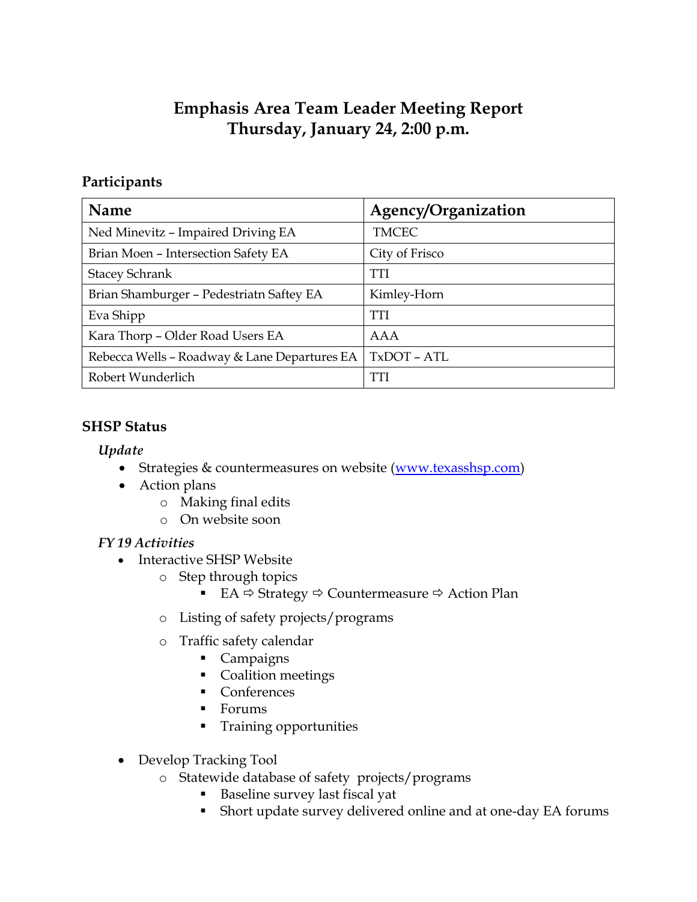# Emphasis Area Team Leader Meeting Report
# Thursday, January 24, 2:00 p.m.

## Participants

| Name | Agency/Organization |
|---|---|
| Ned Minevitz – Impaired Driving EA | TMCEC |
| Brian Moen – Intersection Safety EA | City of Frisco |
| Stacey Schrank | TTI |
| Brian Shamburger – Pedestriatn Saftey EA | Kimley-Horn |
| Eva Shipp | TTI |
| Kara Thorp – Older Road Users EA | AAA |
| Rebecca Wells – Roadway & Lane Departures EA | TxDOT – ATL |
| Robert Wunderlich | TTI |

## SHSP Status

### *Update*

- Strategies & countermeasures on website ([www.texasshsp.com](www.texasshsp.com))
- Action plans
  - Making final edits
  - On website soon

### *FY 19 Activities*

- Interactive SHSP Website
  - Step through topics
    - EA ⇨ Strategy ⇨ Countermeasure ⇨ Action Plan
  - Listing of safety projects/programs
  - Traffic safety calendar
    - Campaigns
    - Coalition meetings
    - Conferences
    - Forums
    - Training opportunities
- Develop Tracking Tool
  - Statewide database of safety projects/programs
    - Baseline survey last fiscal yat
    - Short update survey delivered online and at one-day EA forums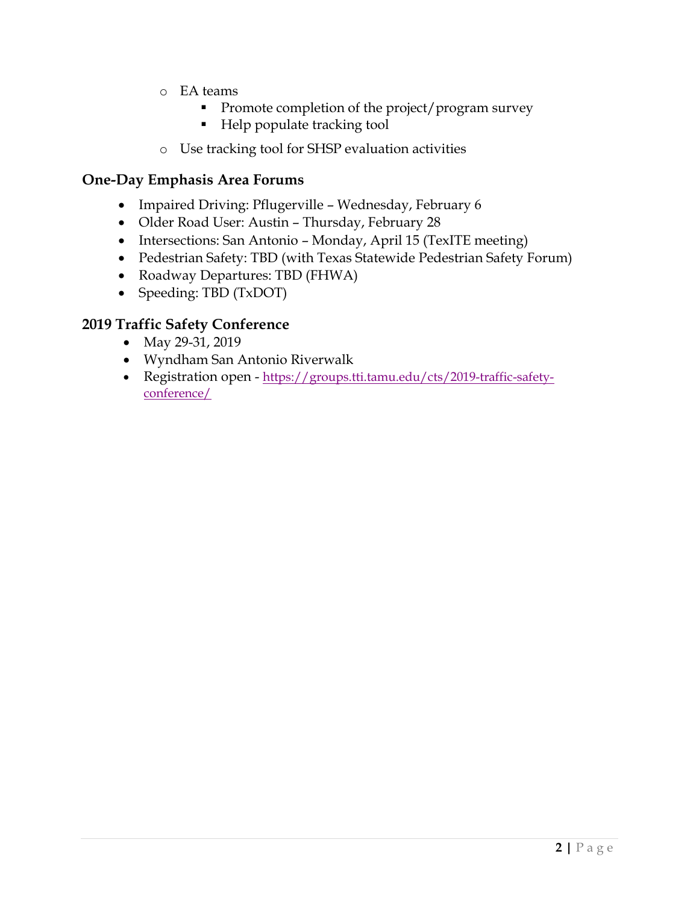- EA teams
    - Promote completion of the project/program survey
    - Help populate tracking tool
- Use tracking tool for SHSP evaluation activities

## One-Day Emphasis Area Forums

- Impaired Driving: Pflugerville – Wednesday, February 6
- Older Road User: Austin – Thursday, February 28
- Intersections: San Antonio – Monday, April 15 (TexITE meeting)
- Pedestrian Safety: TBD (with Texas Statewide Pedestrian Safety Forum)
- Roadway Departures: TBD (FHWA)
- Speeding: TBD (TxDOT)

## 2019 Traffic Safety Conference

- May 29-31, 2019
- Wyndham San Antonio Riverwalk
- Registration open - https://groups.tti.tamu.edu/cts/2019-traffic-safety-conference/